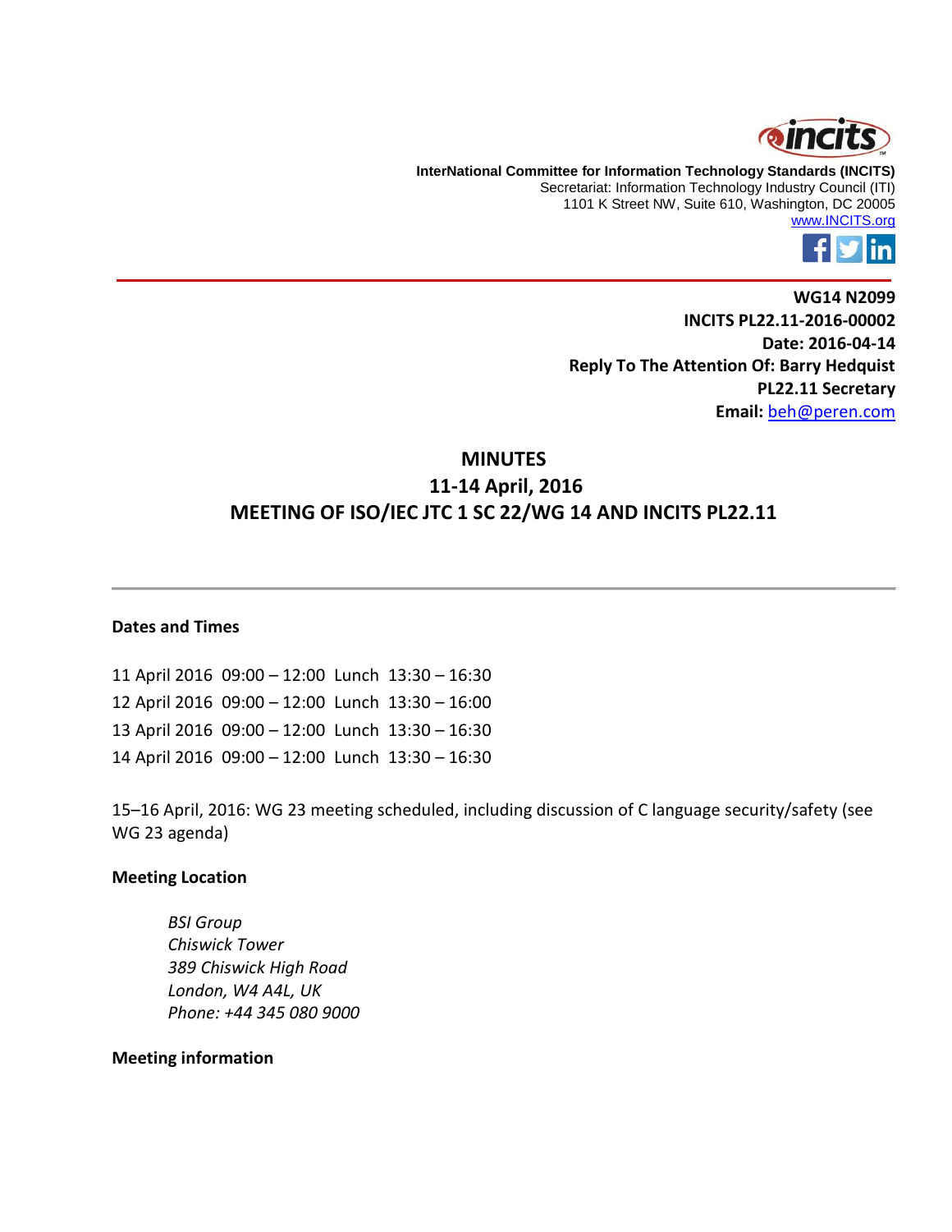**InterNational Committee for Information Technology Standards (INCITS)**
Secretariat: Information Technology Industry Council (ITI)
1101 K Street NW, Suite 610, Washington, DC 20005
www.INCITS.org

---

**WG14 N2099**
**INCITS PL22.11-2016-00002**
**Date: 2016-04-14**
**Reply To The Attention Of: Barry Hedquist**
**PL22.11 Secretary**
**Email:** beh@peren.com

# MINUTES
## 11-14 April, 2016
## MEETING OF ISO/IEC JTC 1 SC 22/WG 14 AND INCITS PL22.11

---

### Dates and Times

11 April 2016 09:00 – 12:00 Lunch 13:30 – 16:30
12 April 2016 09:00 – 12:00 Lunch 13:30 – 16:00
13 April 2016 09:00 – 12:00 Lunch 13:30 – 16:30
14 April 2016 09:00 – 12:00 Lunch 13:30 – 16:30

15–16 April, 2016: WG 23 meeting scheduled, including discussion of C language security/safety (see WG 23 agenda)

### Meeting Location

*BSI Group*
*Chiswick Tower*
*389 Chiswick High Road*
*London, W4 A4L, UK*
*Phone: +44 345 080 9000*

### Meeting information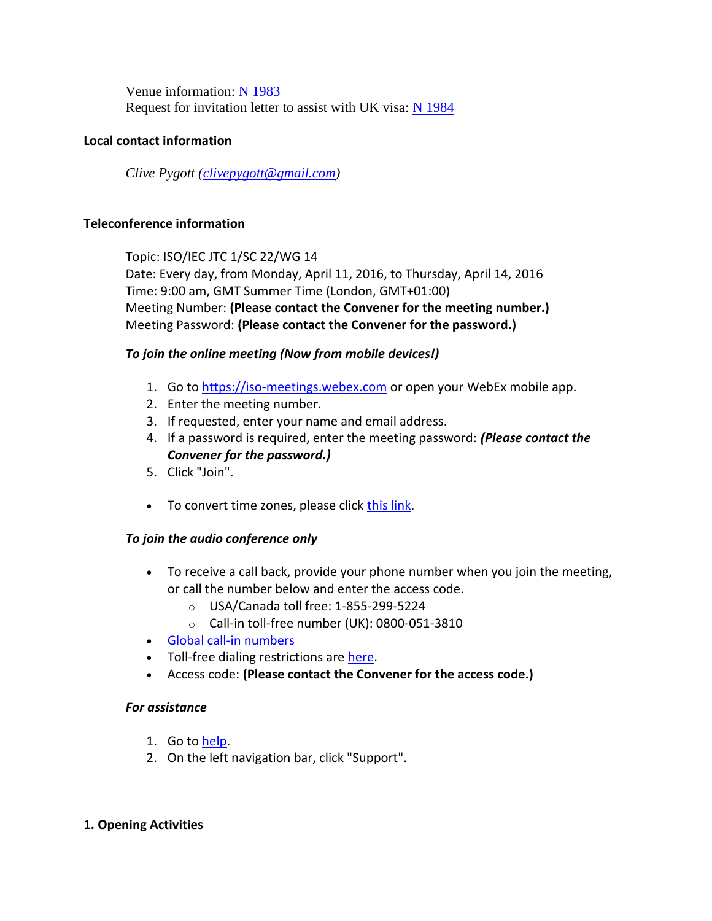Venue information: [N 1983]
Request for invitation letter to assist with UK visa: [N 1984]

**Local contact information**

*Clive Pygott (clivepygott@gmail.com)*

**Teleconference information**

Topic: ISO/IEC JTC 1/SC 22/WG 14
Date: Every day, from Monday, April 11, 2016, to Thursday, April 14, 2016
Time: 9:00 am, GMT Summer Time (London, GMT+01:00)
Meeting Number: **(Please contact the Convener for the meeting number.)**
Meeting Password: **(Please contact the Convener for the password.)**

***To join the online meeting (Now from mobile devices!)***

1. Go to https://iso-meetings.webex.com or open your WebEx mobile app.
2. Enter the meeting number.
3. If requested, enter your name and email address.
4. If a password is required, enter the meeting password: ***(Please contact the Convener for the password.)***
5. Click "Join".

- To convert time zones, please click this link.

***To join the audio conference only***

- To receive a call back, provide your phone number when you join the meeting, or call the number below and enter the access code.
  - USA/Canada toll free: 1-855-299-5224
  - Call-in toll-free number (UK): 0800-051-3810
- Global call-in numbers
- Toll-free dialing restrictions are here.
- Access code: **(Please contact the Convener for the access code.)**

***For assistance***

1. Go to help.
2. On the left navigation bar, click "Support".

## 1. Opening Activities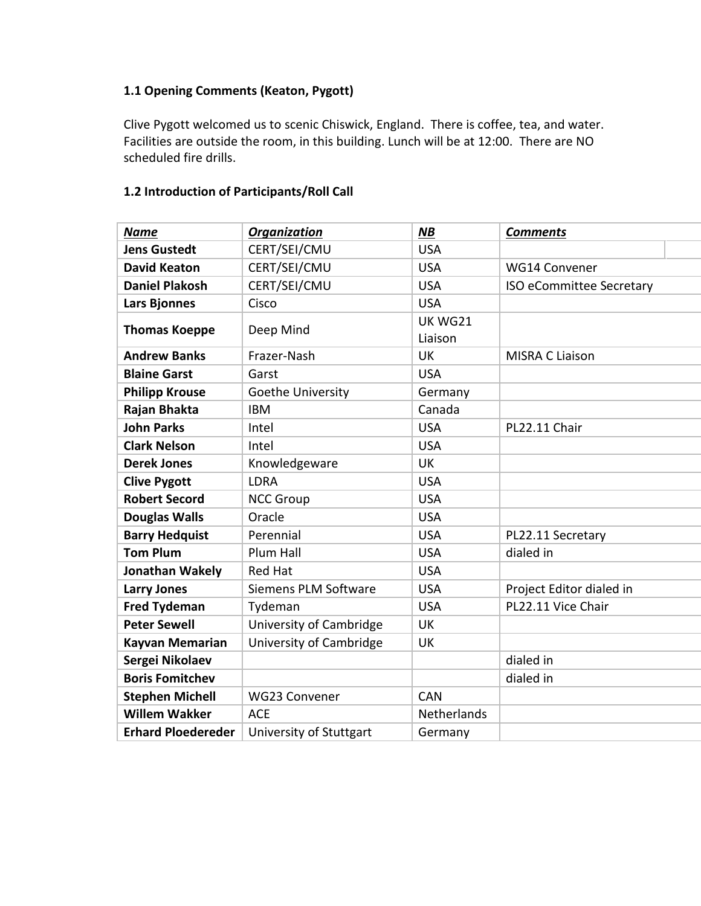### 1.1 Opening Comments (Keaton, Pygott)

Clive Pygott welcomed us to scenic Chiswick, England. There is coffee, tea, and water. Facilities are outside the room, in this building. Lunch will be at 12:00. There are NO scheduled fire drills.

### 1.2 Introduction of Participants/Roll Call

| ***Name*** | ***Organization*** | ***NB*** | ***Comments*** |
| --- | --- | --- | --- |
| **Jens Gustedt** | CERT/SEI/CMU | USA | |
| **David Keaton** | CERT/SEI/CMU | USA | WG14 Convener |
| **Daniel Plakosh** | CERT/SEI/CMU | USA | ISO eCommittee Secretary |
| **Lars Bjonnes** | Cisco | USA | |
| **Thomas Koeppe** | Deep Mind | UK WG21 Liaison | |
| **Andrew Banks** | Frazer-Nash | UK | MISRA C Liaison |
| **Blaine Garst** | Garst | USA | |
| **Philipp Krouse** | Goethe University | Germany | |
| **Rajan Bhakta** | IBM | Canada | |
| **John Parks** | Intel | USA | PL22.11 Chair |
| **Clark Nelson** | Intel | USA | |
| **Derek Jones** | Knowledgeware | UK | |
| **Clive Pygott** | LDRA | USA | |
| **Robert Secord** | NCC Group | USA | |
| **Douglas Walls** | Oracle | USA | |
| **Barry Hedquist** | Perennial | USA | PL22.11 Secretary |
| **Tom Plum** | Plum Hall | USA | dialed in |
| **Jonathan Wakely** | Red Hat | USA | |
| **Larry Jones** | Siemens PLM Software | USA | Project Editor dialed in |
| **Fred Tydeman** | Tydeman | USA | PL22.11 Vice Chair |
| **Peter Sewell** | University of Cambridge | UK | |
| **Kayvan Memarian** | University of Cambridge | UK | |
| **Sergei Nikolaev** | | | dialed in |
| **Boris Fomitchev** | | | dialed in |
| **Stephen Michell** | WG23 Convener | CAN | |
| **Willem Wakker** | ACE | Netherlands | |
| **Erhard Ploedereder** | University of Stuttgart | Germany | |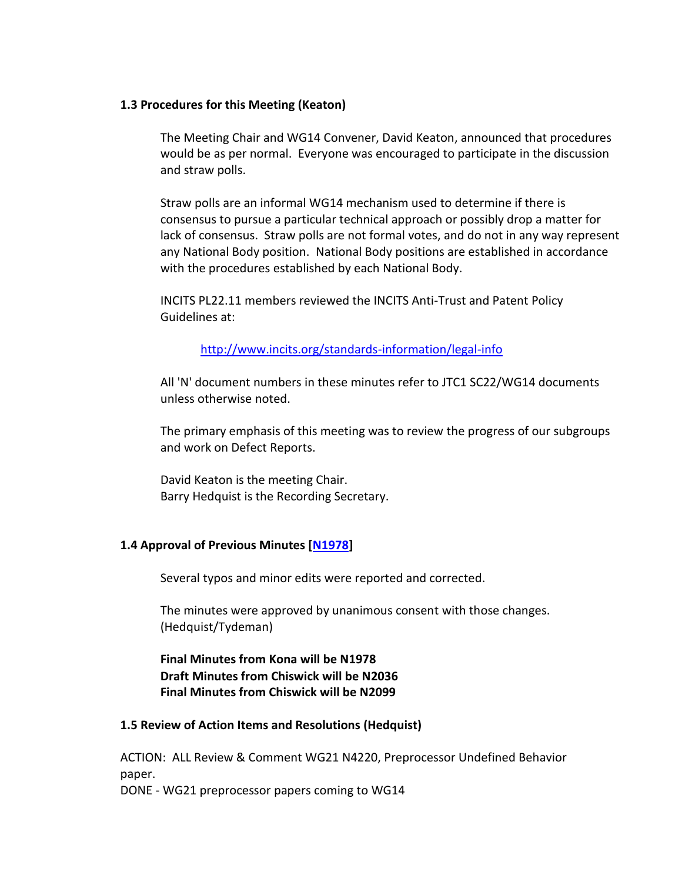### 1.3 Procedures for this Meeting (Keaton)

The Meeting Chair and WG14 Convener, David Keaton, announced that procedures would be as per normal. Everyone was encouraged to participate in the discussion and straw polls.

Straw polls are an informal WG14 mechanism used to determine if there is consensus to pursue a particular technical approach or possibly drop a matter for lack of consensus. Straw polls are not formal votes, and do not in any way represent any National Body position. National Body positions are established in accordance with the procedures established by each National Body.

INCITS PL22.11 members reviewed the INCITS Anti-Trust and Patent Policy Guidelines at:

[http://www.incits.org/standards-information/legal-info](http://www.incits.org/standards-information/legal-info)

All 'N' document numbers in these minutes refer to JTC1 SC22/WG14 documents unless otherwise noted.

The primary emphasis of this meeting was to review the progress of our subgroups and work on Defect Reports.

David Keaton is the meeting Chair.
Barry Hedquist is the Recording Secretary.

### 1.4 Approval of Previous Minutes [N1978]

Several typos and minor edits were reported and corrected.

The minutes were approved by unanimous consent with those changes. (Hedquist/Tydeman)

**Final Minutes from Kona will be N1978**
**Draft Minutes from Chiswick will be N2036**
**Final Minutes from Chiswick will be N2099**

### 1.5 Review of Action Items and Resolutions (Hedquist)

ACTION: ALL Review & Comment WG21 N4220, Preprocessor Undefined Behavior paper.
DONE - WG21 preprocessor papers coming to WG14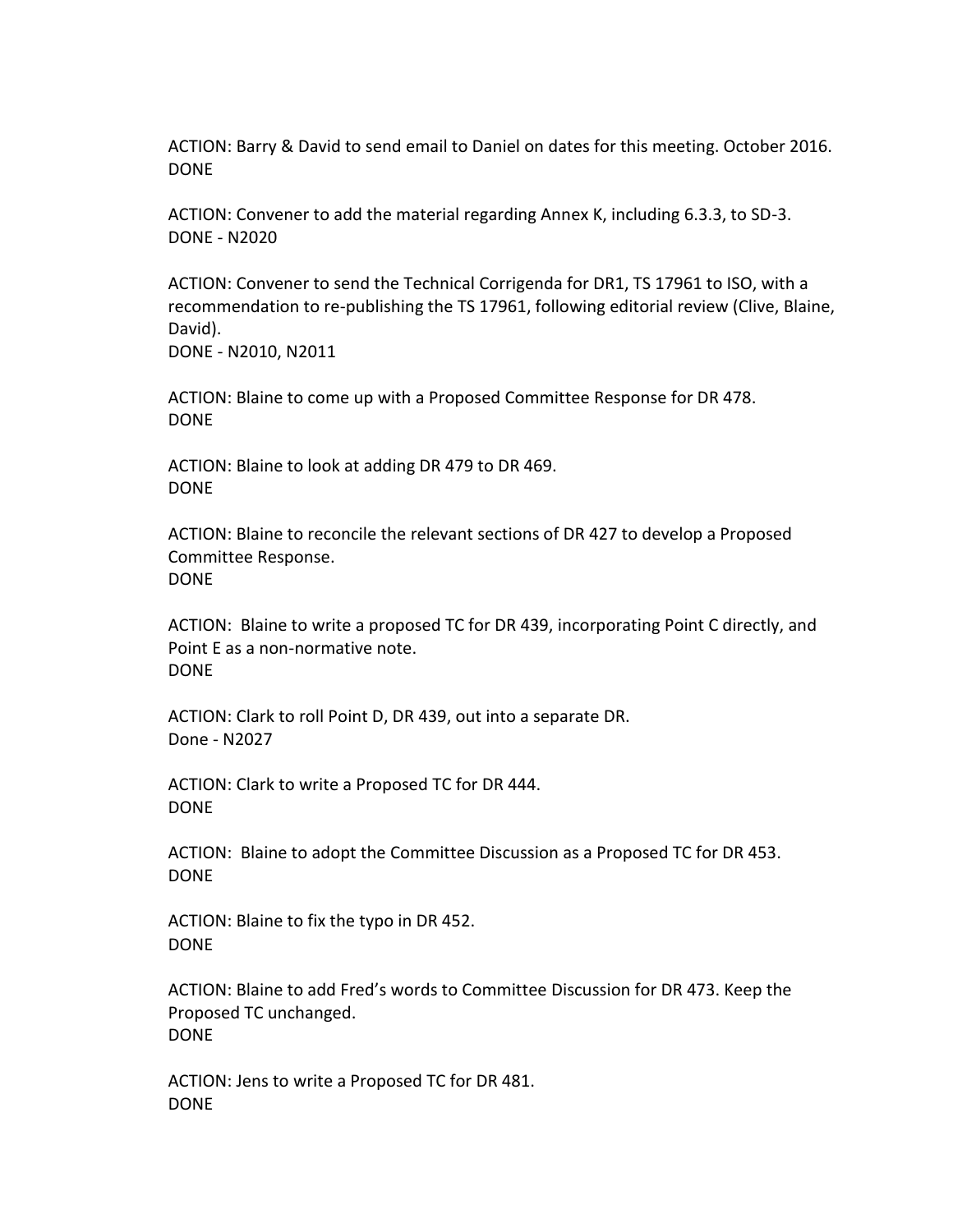ACTION: Barry & David to send email to Daniel on dates for this meeting. October 2016.
DONE

ACTION: Convener to add the material regarding Annex K, including 6.3.3, to SD-3.
DONE - N2020

ACTION: Convener to send the Technical Corrigenda for DR1, TS 17961 to ISO, with a recommendation to re-publishing the TS 17961, following editorial review (Clive, Blaine, David).
DONE - N2010, N2011

ACTION: Blaine to come up with a Proposed Committee Response for DR 478.
DONE

ACTION: Blaine to look at adding DR 479 to DR 469.
DONE

ACTION: Blaine to reconcile the relevant sections of DR 427 to develop a Proposed Committee Response.
DONE

ACTION: Blaine to write a proposed TC for DR 439, incorporating Point C directly, and Point E as a non-normative note.
DONE

ACTION: Clark to roll Point D, DR 439, out into a separate DR.
Done - N2027

ACTION: Clark to write a Proposed TC for DR 444.
DONE

ACTION: Blaine to adopt the Committee Discussion as a Proposed TC for DR 453.
DONE

ACTION: Blaine to fix the typo in DR 452.
DONE

ACTION: Blaine to add Fred's words to Committee Discussion for DR 473. Keep the Proposed TC unchanged.
DONE

ACTION: Jens to write a Proposed TC for DR 481.
DONE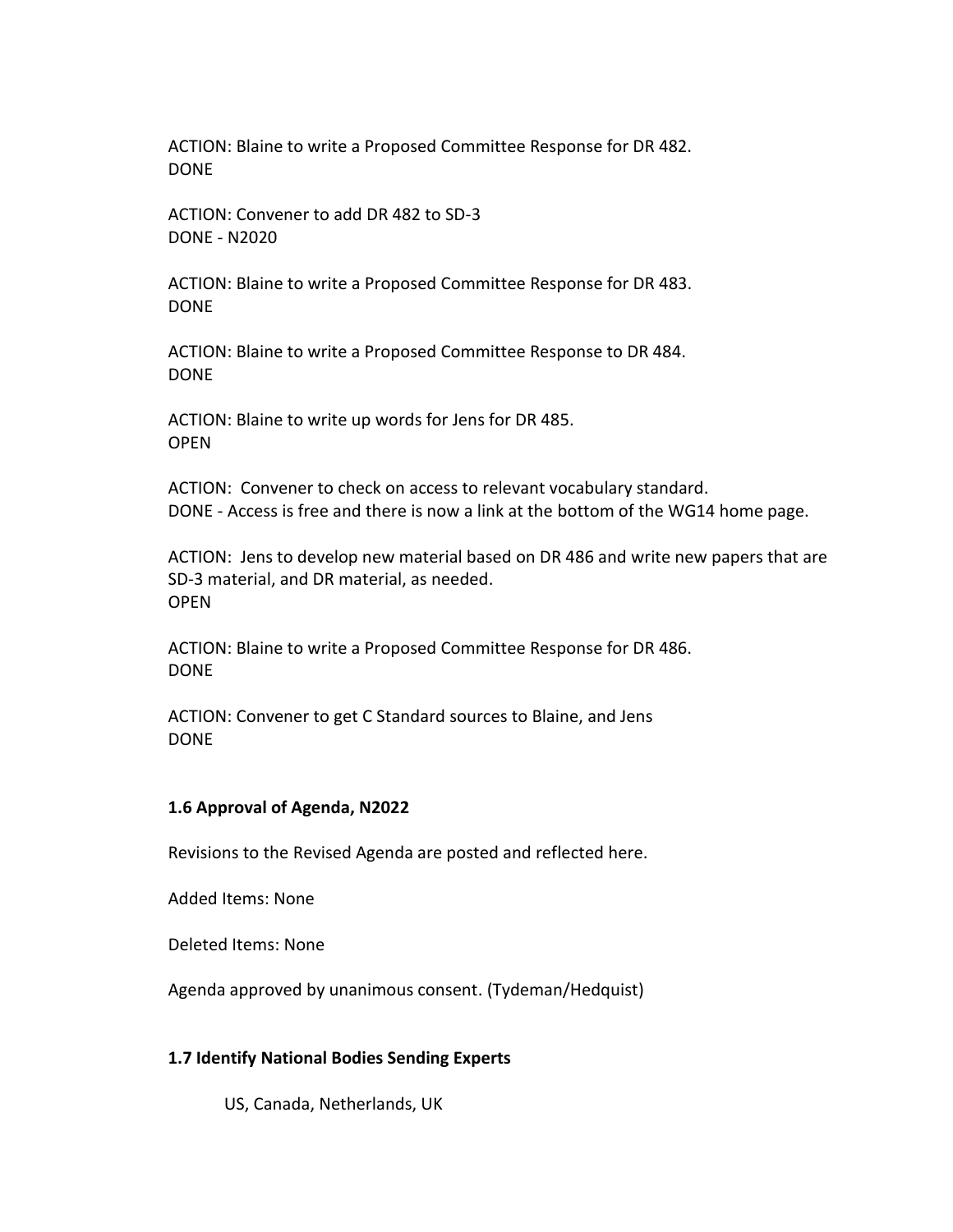ACTION: Blaine to write a Proposed Committee Response for DR 482.
DONE

ACTION: Convener to add DR 482 to SD-3
DONE - N2020

ACTION: Blaine to write a Proposed Committee Response for DR 483.
DONE

ACTION: Blaine to write a Proposed Committee Response to DR 484.
DONE

ACTION: Blaine to write up words for Jens for DR 485.
OPEN

ACTION: Convener to check on access to relevant vocabulary standard.
DONE - Access is free and there is now a link at the bottom of the WG14 home page.

ACTION: Jens to develop new material based on DR 486 and write new papers that are SD-3 material, and DR material, as needed.
OPEN

ACTION: Blaine to write a Proposed Committee Response for DR 486.
DONE

ACTION: Convener to get C Standard sources to Blaine, and Jens
DONE

**1.6 Approval of Agenda, N2022**

Revisions to the Revised Agenda are posted and reflected here.

Added Items: None

Deleted Items: None

Agenda approved by unanimous consent. (Tydeman/Hedquist)

**1.7 Identify National Bodies Sending Experts**

US, Canada, Netherlands, UK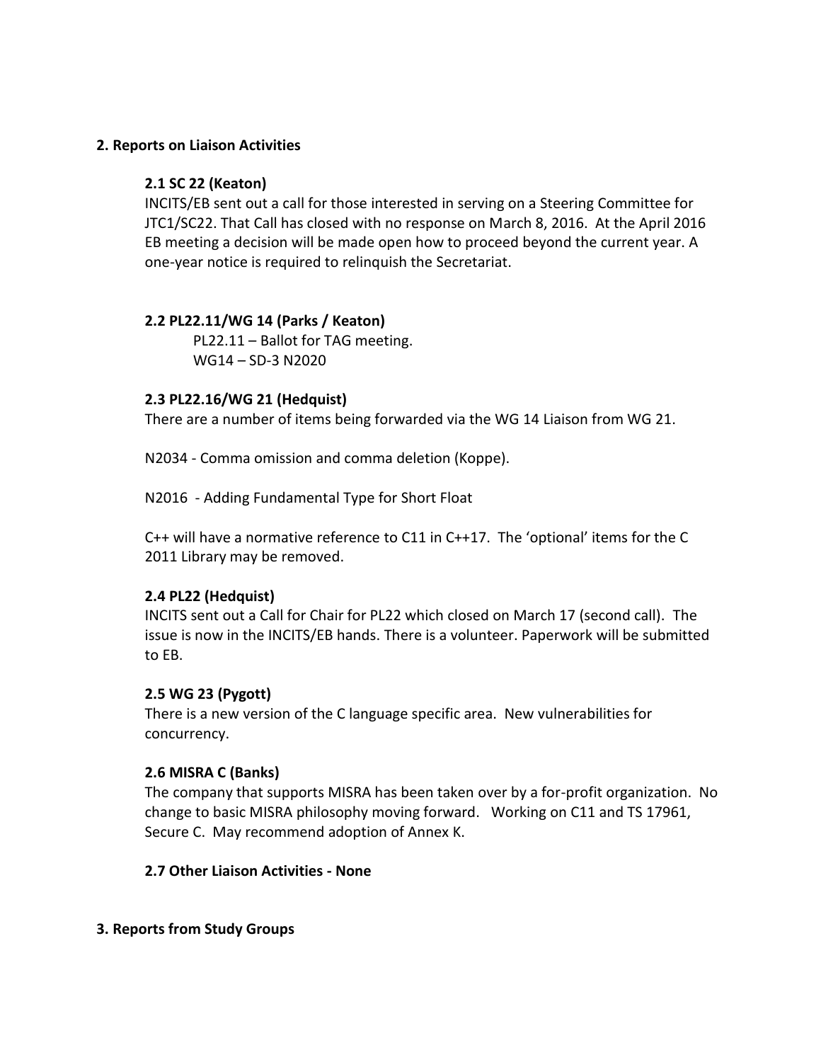## 2. Reports on Liaison Activities

### 2.1 SC 22 (Keaton)

INCITS/EB sent out a call for those interested in serving on a Steering Committee for JTC1/SC22. That Call has closed with no response on March 8, 2016. At the April 2016 EB meeting a decision will be made open how to proceed beyond the current year. A one-year notice is required to relinquish the Secretariat.

### 2.2 PL22.11/WG 14 (Parks / Keaton)

PL22.11 – Ballot for TAG meeting.
WG14 – SD-3 N2020

### 2.3 PL22.16/WG 21 (Hedquist)

There are a number of items being forwarded via the WG 14 Liaison from WG 21.

N2034 - Comma omission and comma deletion (Koppe).

N2016 - Adding Fundamental Type for Short Float

C++ will have a normative reference to C11 in C++17. The 'optional' items for the C 2011 Library may be removed.

### 2.4 PL22 (Hedquist)

INCITS sent out a Call for Chair for PL22 which closed on March 17 (second call). The issue is now in the INCITS/EB hands. There is a volunteer. Paperwork will be submitted to EB.

### 2.5 WG 23 (Pygott)

There is a new version of the C language specific area. New vulnerabilities for concurrency.

### 2.6 MISRA C (Banks)

The company that supports MISRA has been taken over by a for-profit organization. No change to basic MISRA philosophy moving forward. Working on C11 and TS 17961, Secure C. May recommend adoption of Annex K.

### 2.7 Other Liaison Activities - None

## 3. Reports from Study Groups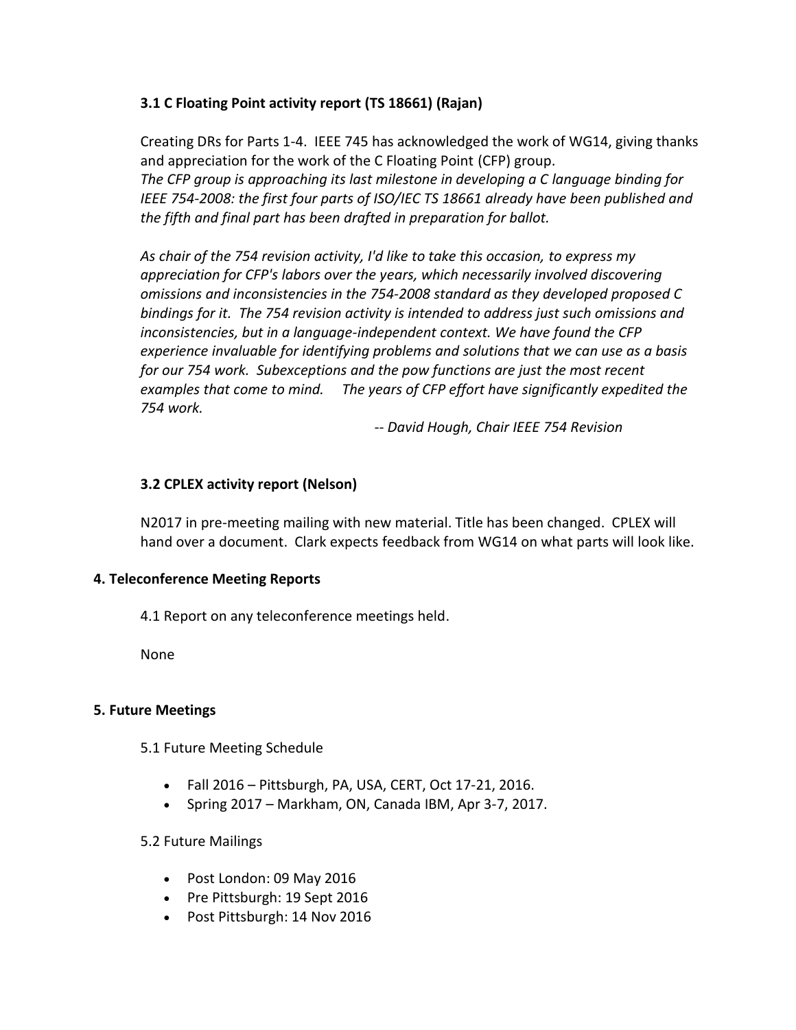### 3.1 C Floating Point activity report (TS 18661) (Rajan)

Creating DRs for Parts 1-4. IEEE 745 has acknowledged the work of WG14, giving thanks and appreciation for the work of the C Floating Point (CFP) group.
*The CFP group is approaching its last milestone in developing a C language binding for IEEE 754-2008: the first four parts of ISO/IEC TS 18661 already have been published and the fifth and final part has been drafted in preparation for ballot.*

*As chair of the 754 revision activity, I'd like to take this occasion, to express my appreciation for CFP's labors over the years, which necessarily involved discovering omissions and inconsistencies in the 754-2008 standard as they developed proposed C bindings for it. The 754 revision activity is intended to address just such omissions and inconsistencies, but in a language-independent context. We have found the CFP experience invaluable for identifying problems and solutions that we can use as a basis for our 754 work. Subexceptions and the pow functions are just the most recent examples that come to mind. The years of CFP effort have significantly expedited the 754 work.*

*-- David Hough, Chair IEEE 754 Revision*

### 3.2 CPLEX activity report (Nelson)

N2017 in pre-meeting mailing with new material. Title has been changed. CPLEX will hand over a document. Clark expects feedback from WG14 on what parts will look like.

## 4. Teleconference Meeting Reports

4.1 Report on any teleconference meetings held.

None

## 5. Future Meetings

5.1 Future Meeting Schedule

- Fall 2016 – Pittsburgh, PA, USA, CERT, Oct 17-21, 2016.
- Spring 2017 – Markham, ON, Canada IBM, Apr 3-7, 2017.

5.2 Future Mailings

- Post London: 09 May 2016
- Pre Pittsburgh: 19 Sept 2016
- Post Pittsburgh: 14 Nov 2016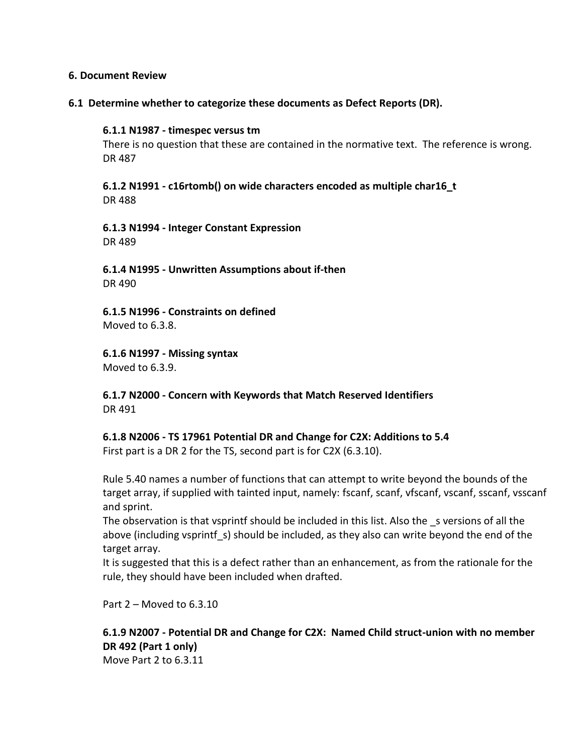**6. Document Review**

**6.1 Determine whether to categorize these documents as Defect Reports (DR).**

**6.1.1 N1987 - timespec versus tm**
There is no question that these are contained in the normative text. The reference is wrong.
DR 487

**6.1.2 N1991 - c16rtomb() on wide characters encoded as multiple char16_t**
DR 488

**6.1.3 N1994 - Integer Constant Expression**
DR 489

**6.1.4 N1995 - Unwritten Assumptions about if-then**
DR 490

**6.1.5 N1996 - Constraints on defined**
Moved to 6.3.8.

**6.1.6 N1997 - Missing syntax**
Moved to 6.3.9.

**6.1.7 N2000 - Concern with Keywords that Match Reserved Identifiers**
DR 491

**6.1.8 N2006 - TS 17961 Potential DR and Change for C2X: Additions to 5.4**
First part is a DR 2 for the TS, second part is for C2X (6.3.10).

Rule 5.40 names a number of functions that can attempt to write beyond the bounds of the target array, if supplied with tainted input, namely: fscanf, scanf, vfscanf, vscanf, sscanf, vsscanf and sprint.
The observation is that vsprintf should be included in this list. Also the _s versions of all the above (including vsprintf_s) should be included, as they also can write beyond the end of the target array.
It is suggested that this is a defect rather than an enhancement, as from the rationale for the rule, they should have been included when drafted.

Part 2 – Moved to 6.3.10

**6.1.9 N2007 - Potential DR and Change for C2X: Named Child struct-union with no member DR 492 (Part 1 only)**
Move Part 2 to 6.3.11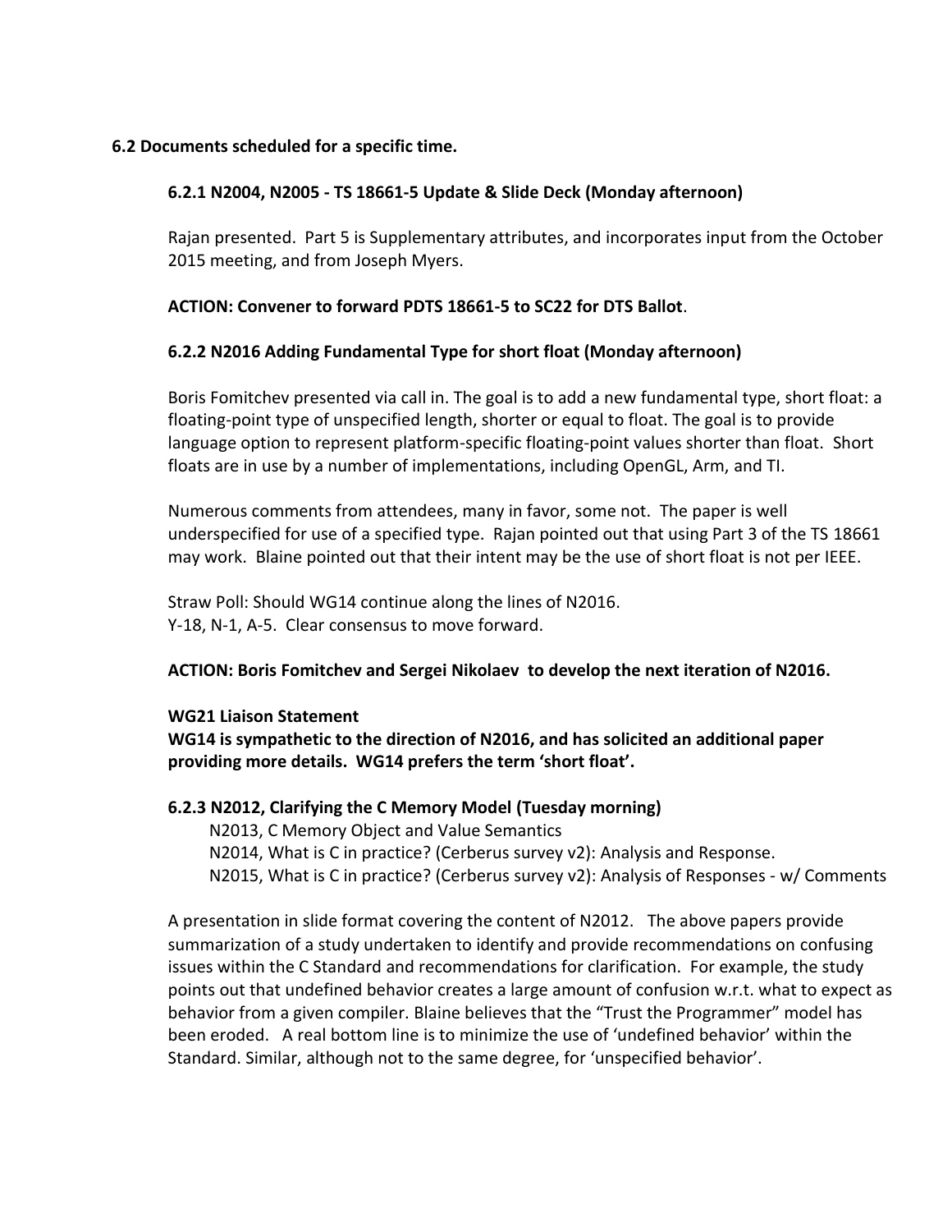## 6.2 Documents scheduled for a specific time.

### 6.2.1 N2004, N2005 - TS 18661-5 Update & Slide Deck (Monday afternoon)

Rajan presented. Part 5 is Supplementary attributes, and incorporates input from the October 2015 meeting, and from Joseph Myers.

**ACTION: Convener to forward PDTS 18661-5 to SC22 for DTS Ballot**.

### 6.2.2 N2016 Adding Fundamental Type for short float (Monday afternoon)

Boris Fomitchev presented via call in. The goal is to add a new fundamental type, short float: a floating-point type of unspecified length, shorter or equal to float. The goal is to provide language option to represent platform-specific floating-point values shorter than float. Short floats are in use by a number of implementations, including OpenGL, Arm, and TI.

Numerous comments from attendees, many in favor, some not. The paper is well underspecified for use of a specified type. Rajan pointed out that using Part 3 of the TS 18661 may work. Blaine pointed out that their intent may be the use of short float is not per IEEE.

Straw Poll: Should WG14 continue along the lines of N2016.
Y-18, N-1, A-5. Clear consensus to move forward.

**ACTION: Boris Fomitchev and Sergei Nikolaev to develop the next iteration of N2016.**

**WG21 Liaison Statement**
**WG14 is sympathetic to the direction of N2016, and has solicited an additional paper providing more details. WG14 prefers the term 'short float'.**

### 6.2.3 N2012, Clarifying the C Memory Model (Tuesday morning)

N2013, C Memory Object and Value Semantics
N2014, What is C in practice? (Cerberus survey v2): Analysis and Response.
N2015, What is C in practice? (Cerberus survey v2): Analysis of Responses - w/ Comments

A presentation in slide format covering the content of N2012. The above papers provide summarization of a study undertaken to identify and provide recommendations on confusing issues within the C Standard and recommendations for clarification. For example, the study points out that undefined behavior creates a large amount of confusion w.r.t. what to expect as behavior from a given compiler. Blaine believes that the "Trust the Programmer" model has been eroded. A real bottom line is to minimize the use of 'undefined behavior' within the Standard. Similar, although not to the same degree, for 'unspecified behavior'.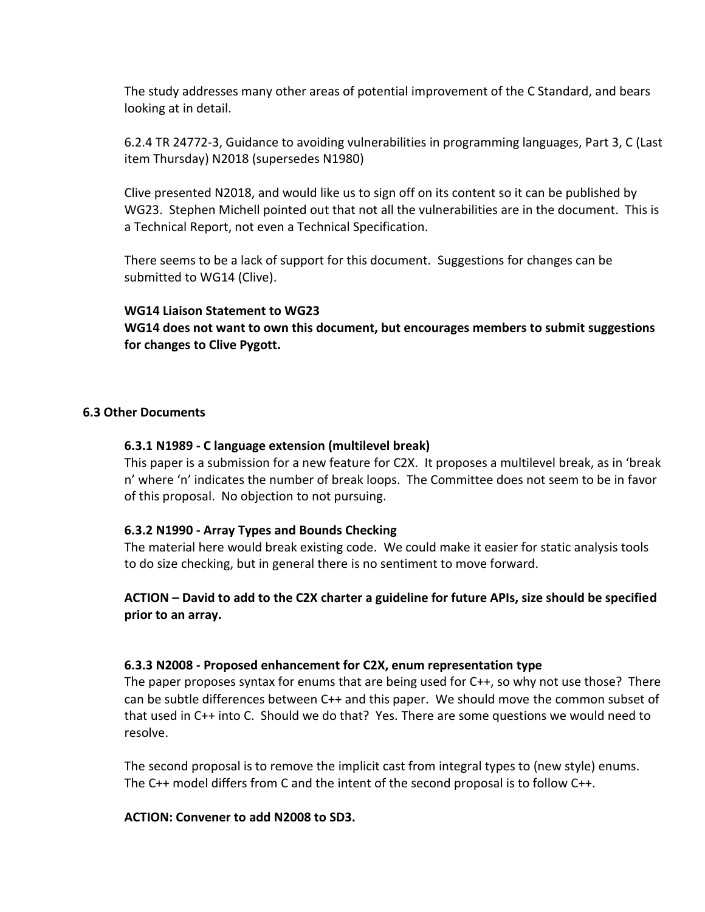The study addresses many other areas of potential improvement of the C Standard, and bears looking at in detail.

6.2.4 TR 24772-3, Guidance to avoiding vulnerabilities in programming languages, Part 3, C (Last item Thursday) N2018 (supersedes N1980)

Clive presented N2018, and would like us to sign off on its content so it can be published by WG23. Stephen Michell pointed out that not all the vulnerabilities are in the document. This is a Technical Report, not even a Technical Specification.

There seems to be a lack of support for this document. Suggestions for changes can be submitted to WG14 (Clive).

**WG14 Liaison Statement to WG23**
**WG14 does not want to own this document, but encourages members to submit suggestions for changes to Clive Pygott.**

### 6.3 Other Documents

#### 6.3.1 N1989 - C language extension (multilevel break)

This paper is a submission for a new feature for C2X. It proposes a multilevel break, as in 'break n' where 'n' indicates the number of break loops. The Committee does not seem to be in favor of this proposal. No objection to not pursuing.

#### 6.3.2 N1990 - Array Types and Bounds Checking

The material here would break existing code. We could make it easier for static analysis tools to do size checking, but in general there is no sentiment to move forward.

**ACTION – David to add to the C2X charter a guideline for future APIs, size should be specified prior to an array.**

#### 6.3.3 N2008 - Proposed enhancement for C2X, enum representation type

The paper proposes syntax for enums that are being used for C++, so why not use those? There can be subtle differences between C++ and this paper. We should move the common subset of that used in C++ into C. Should we do that? Yes. There are some questions we would need to resolve.

The second proposal is to remove the implicit cast from integral types to (new style) enums. The C++ model differs from C and the intent of the second proposal is to follow C++.

**ACTION: Convener to add N2008 to SD3.**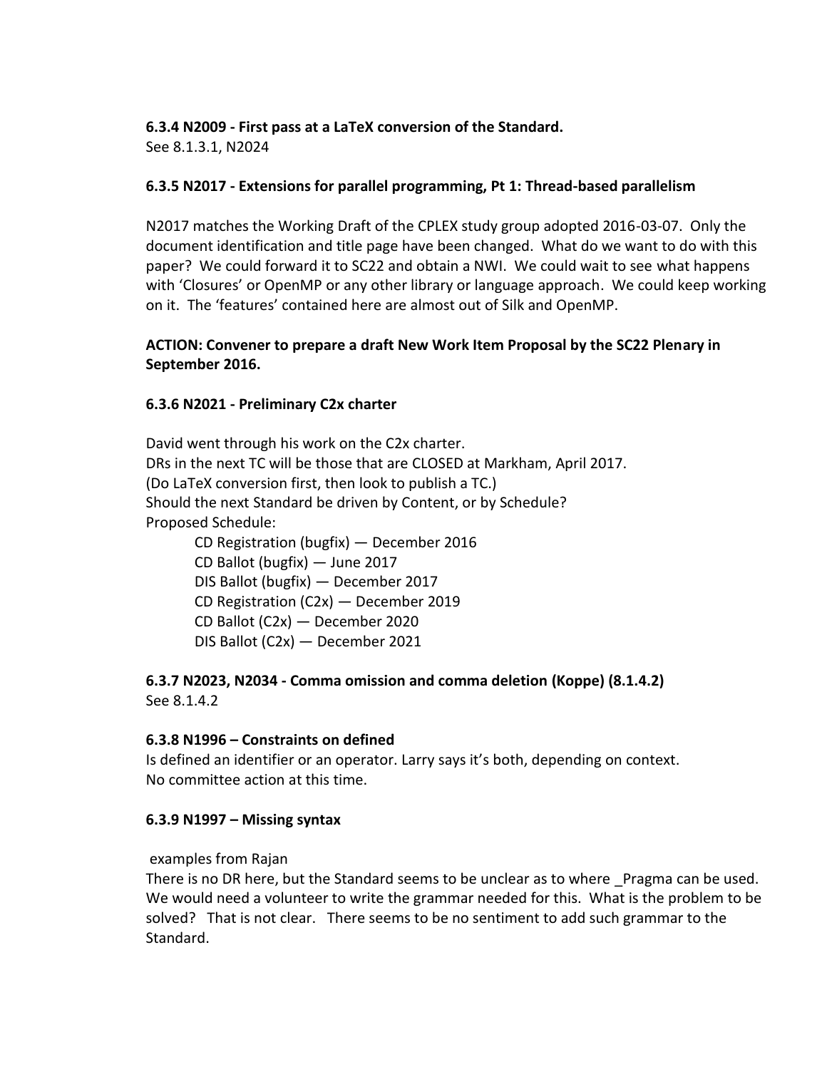**6.3.4 N2009 - First pass at a LaTeX conversion of the Standard.**
See 8.1.3.1, N2024

**6.3.5 N2017 - Extensions for parallel programming, Pt 1: Thread-based parallelism**

N2017 matches the Working Draft of the CPLEX study group adopted 2016-03-07. Only the document identification and title page have been changed. What do we want to do with this paper? We could forward it to SC22 and obtain a NWI. We could wait to see what happens with 'Closures' or OpenMP or any other library or language approach. We could keep working on it. The 'features' contained here are almost out of Silk and OpenMP.

**ACTION: Convener to prepare a draft New Work Item Proposal by the SC22 Plenary in September 2016.**

**6.3.6 N2021 - Preliminary C2x charter**

David went through his work on the C2x charter.
DRs in the next TC will be those that are CLOSED at Markham, April 2017.
(Do LaTeX conversion first, then look to publish a TC.)
Should the next Standard be driven by Content, or by Schedule?
Proposed Schedule:

- CD Registration (bugfix) — December 2016
- CD Ballot (bugfix) — June 2017
- DIS Ballot (bugfix) — December 2017
- CD Registration (C2x) — December 2019
- CD Ballot (C2x) — December 2020
- DIS Ballot (C2x) — December 2021

**6.3.7 N2023, N2034 - Comma omission and comma deletion (Koppe) (8.1.4.2)**
See 8.1.4.2

**6.3.8 N1996 – Constraints on defined**
Is defined an identifier or an operator. Larry says it's both, depending on context.
No committee action at this time.

**6.3.9 N1997 – Missing syntax**

examples from Rajan
There is no DR here, but the Standard seems to be unclear as to where _Pragma can be used. We would need a volunteer to write the grammar needed for this. What is the problem to be solved? That is not clear. There seems to be no sentiment to add such grammar to the Standard.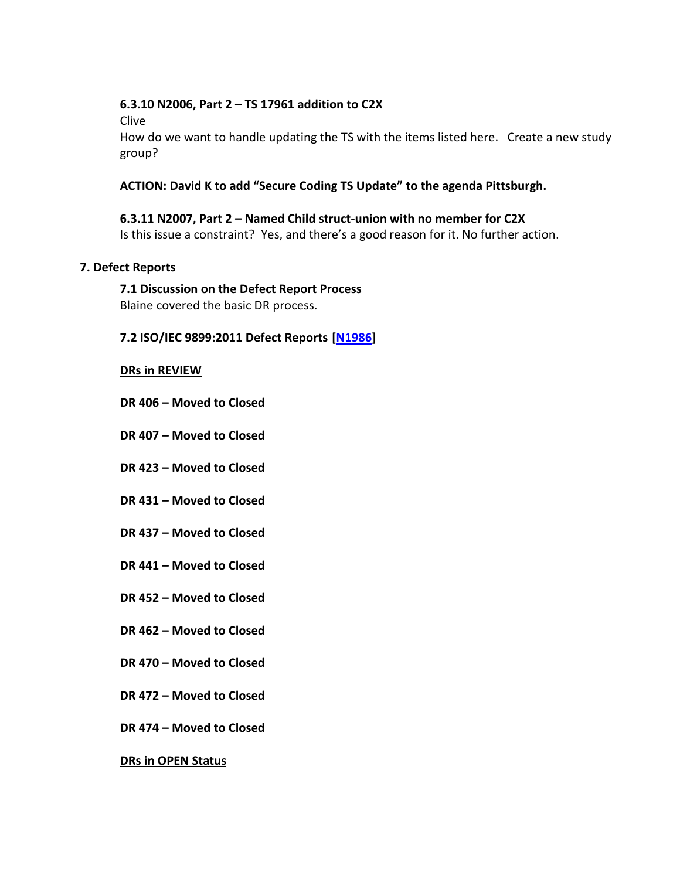**6.3.10 N2006, Part 2 – TS 17961 addition to C2X**

Clive

How do we want to handle updating the TS with the items listed here. Create a new study group?

**ACTION: David K to add "Secure Coding TS Update" to the agenda Pittsburgh.**

**6.3.11 N2007, Part 2 – Named Child struct-union with no member for C2X**

Is this issue a constraint? Yes, and there's a good reason for it. No further action.

## 7. Defect Reports

**7.1 Discussion on the Defect Report Process**

Blaine covered the basic DR process.

**7.2 ISO/IEC 9899:2011 Defect Reports [N1986]**

**<u>DRs in REVIEW</u>**

**DR 406 – Moved to Closed**

**DR 407 – Moved to Closed**

**DR 423 – Moved to Closed**

**DR 431 – Moved to Closed**

**DR 437 – Moved to Closed**

**DR 441 – Moved to Closed**

**DR 452 – Moved to Closed**

**DR 462 – Moved to Closed**

**DR 470 – Moved to Closed**

**DR 472 – Moved to Closed**

**DR 474 – Moved to Closed**

**<u>DRs in OPEN Status</u>**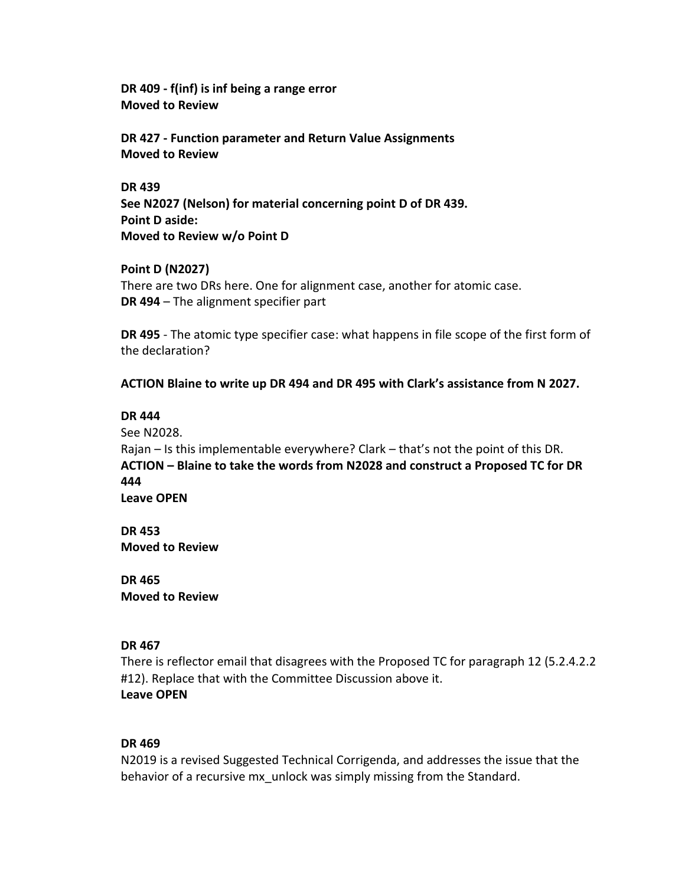**DR 409 - f(inf) is inf being a range error**
**Moved to Review**

**DR 427 - Function parameter and Return Value Assignments**
**Moved to Review**

**DR 439**
**See N2027 (Nelson) for material concerning point D of DR 439.**
**Point D aside:**
**Moved to Review w/o Point D**

**Point D (N2027)**
There are two DRs here. One for alignment case, another for atomic case.
**DR 494** – The alignment specifier part

**DR 495** - The atomic type specifier case: what happens in file scope of the first form of the declaration?

**ACTION Blaine to write up DR 494 and DR 495 with Clark's assistance from N 2027.**

**DR 444**
See N2028.
Rajan – Is this implementable everywhere? Clark – that's not the point of this DR.
**ACTION – Blaine to take the words from N2028 and construct a Proposed TC for DR 444**
**Leave OPEN**

**DR 453**
**Moved to Review**

**DR 465**
**Moved to Review**

**DR 467**
There is reflector email that disagrees with the Proposed TC for paragraph 12 (5.2.4.2.2 #12). Replace that with the Committee Discussion above it.
**Leave OPEN**

**DR 469**
N2019 is a revised Suggested Technical Corrigenda, and addresses the issue that the behavior of a recursive mx_unlock was simply missing from the Standard.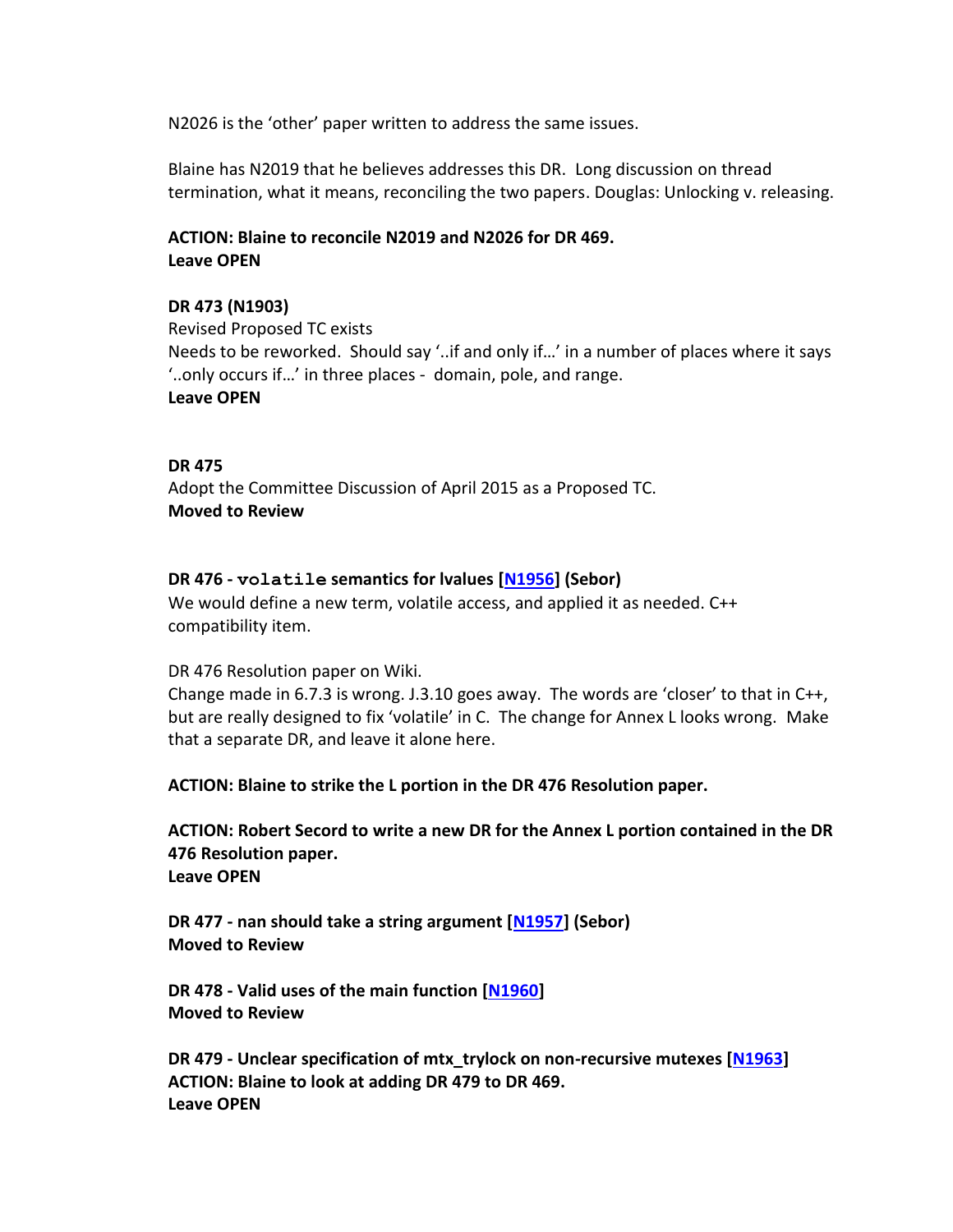N2026 is the 'other' paper written to address the same issues.

Blaine has N2019 that he believes addresses this DR. Long discussion on thread termination, what it means, reconciling the two papers. Douglas: Unlocking v. releasing.

**ACTION: Blaine to reconcile N2019 and N2026 for DR 469.**
**Leave OPEN**

**DR 473 (N1903)**
Revised Proposed TC exists
Needs to be reworked. Should say '..if and only if…' in a number of places where it says '..only occurs if…' in three places - domain, pole, and range.
**Leave OPEN**

**DR 475**
Adopt the Committee Discussion of April 2015 as a Proposed TC.
**Moved to Review**

**DR 476 - `volatile` semantics for lvalues [N1956] (Sebor)**
We would define a new term, volatile access, and applied it as needed. C++ compatibility item.

DR 476 Resolution paper on Wiki.
Change made in 6.7.3 is wrong. J.3.10 goes away. The words are 'closer' to that in C++, but are really designed to fix 'volatile' in C. The change for Annex L looks wrong. Make that a separate DR, and leave it alone here.

**ACTION: Blaine to strike the L portion in the DR 476 Resolution paper.**

**ACTION: Robert Secord to write a new DR for the Annex L portion contained in the DR 476 Resolution paper.**
**Leave OPEN**

**DR 477 - nan should take a string argument [N1957] (Sebor)**
**Moved to Review**

**DR 478 - Valid uses of the main function [N1960]**
**Moved to Review**

**DR 479 - Unclear specification of mtx_trylock on non-recursive mutexes [N1963]**
**ACTION: Blaine to look at adding DR 479 to DR 469.**
**Leave OPEN**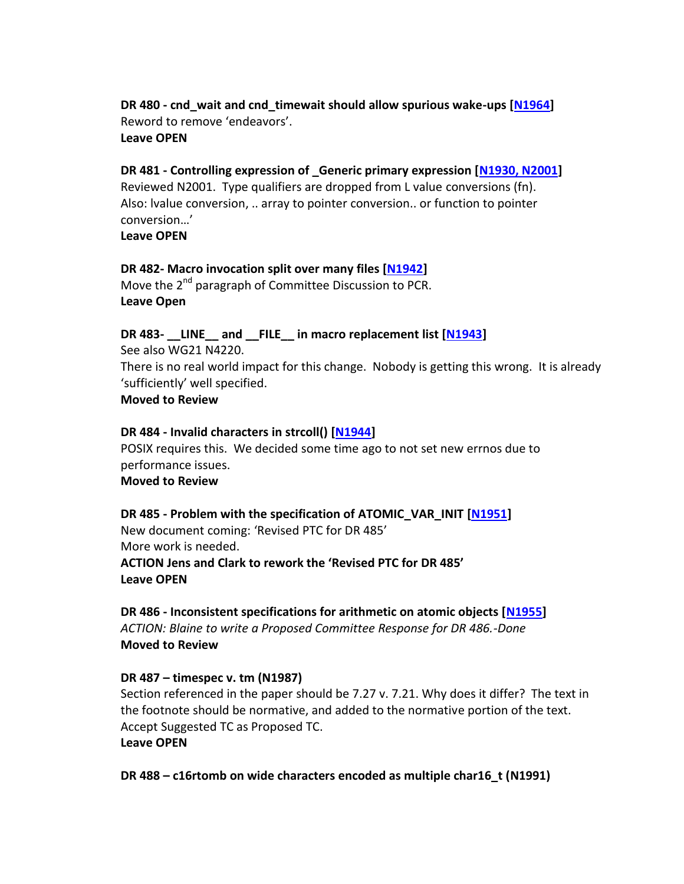**DR 480 - cnd_wait and cnd_timewait should allow spurious wake-ups [N1964]**
Reword to remove 'endeavors'.
**Leave OPEN**

**DR 481 - Controlling expression of _Generic primary expression [N1930, N2001]**
Reviewed N2001. Type qualifiers are dropped from L value conversions (fn). Also: lvalue conversion, .. array to pointer conversion.. or function to pointer conversion…'
**Leave OPEN**

**DR 482- Macro invocation split over many files [N1942]**
Move the 2nd paragraph of Committee Discussion to PCR.
**Leave Open**

**DR 483- __LINE__ and __FILE__ in macro replacement list [N1943]**
See also WG21 N4220.
There is no real world impact for this change. Nobody is getting this wrong. It is already 'sufficiently' well specified.
**Moved to Review**

**DR 484 - Invalid characters in strcoll() [N1944]**
POSIX requires this. We decided some time ago to not set new errnos due to performance issues.
**Moved to Review**

**DR 485 - Problem with the specification of ATOMIC_VAR_INIT [N1951]**
New document coming: 'Revised PTC for DR 485'
More work is needed.
**ACTION Jens and Clark to rework the 'Revised PTC for DR 485'**
**Leave OPEN**

**DR 486 - Inconsistent specifications for arithmetic on atomic objects [N1955]**
*ACTION: Blaine to write a Proposed Committee Response for DR 486.-Done*
**Moved to Review**

**DR 487 – timespec v. tm (N1987)**
Section referenced in the paper should be 7.27 v. 7.21. Why does it differ? The text in the footnote should be normative, and added to the normative portion of the text. Accept Suggested TC as Proposed TC.
**Leave OPEN**

**DR 488 – c16rtomb on wide characters encoded as multiple char16_t (N1991)**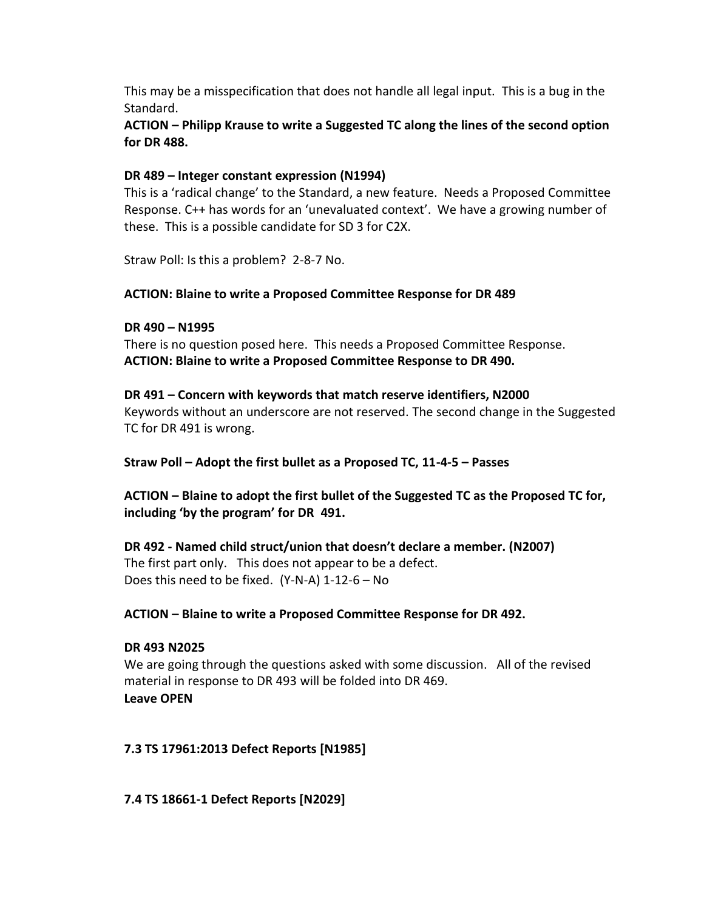This may be a misspecification that does not handle all legal input. This is a bug in the Standard.

**ACTION – Philipp Krause to write a Suggested TC along the lines of the second option for DR 488.**

**DR 489 – Integer constant expression (N1994)**

This is a 'radical change' to the Standard, a new feature. Needs a Proposed Committee Response. C++ has words for an 'unevaluated context'. We have a growing number of these. This is a possible candidate for SD 3 for C2X.

Straw Poll: Is this a problem? 2-8-7 No.

**ACTION: Blaine to write a Proposed Committee Response for DR 489**

**DR 490 – N1995**

There is no question posed here. This needs a Proposed Committee Response.

**ACTION: Blaine to write a Proposed Committee Response to DR 490.**

**DR 491 – Concern with keywords that match reserve identifiers, N2000**

Keywords without an underscore are not reserved. The second change in the Suggested TC for DR 491 is wrong.

**Straw Poll – Adopt the first bullet as a Proposed TC, 11-4-5 – Passes**

**ACTION – Blaine to adopt the first bullet of the Suggested TC as the Proposed TC for, including 'by the program' for DR 491.**

**DR 492 - Named child struct/union that doesn't declare a member. (N2007)**

The first part only. This does not appear to be a defect.
Does this need to be fixed. (Y-N-A) 1-12-6 – No

**ACTION – Blaine to write a Proposed Committee Response for DR 492.**

**DR 493 N2025**

We are going through the questions asked with some discussion. All of the revised material in response to DR 493 will be folded into DR 469.
**Leave OPEN**

**7.3 TS 17961:2013 Defect Reports [N1985]**

**7.4 TS 18661-1 Defect Reports [N2029]**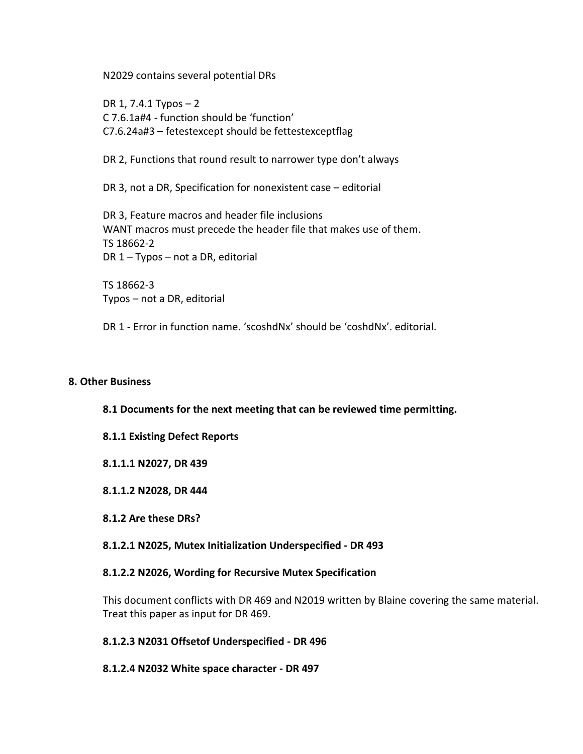N2029 contains several potential DRs

DR 1, 7.4.1 Typos – 2
C 7.6.1a#4 - function should be ‘function’
C7.6.24a#3 – fetestexcept should be fettestexceptflag

DR 2, Functions that round result to narrower type don’t always

DR 3, not a DR, Specification for nonexistent case – editorial

DR 3, Feature macros and header file inclusions
WANT macros must precede the header file that makes use of them.
TS 18662-2
DR 1 – Typos – not a DR, editorial

TS 18662-3
Typos – not a DR, editorial

DR 1 - Error in function name. ‘scoshdNx’ should be ‘coshdNx’. editorial.

## 8. Other Business

### 8.1 Documents for the next meeting that can be reviewed time permitting.

#### 8.1.1 Existing Defect Reports

**8.1.1.1 N2027, DR 439**

**8.1.1.2 N2028, DR 444**

#### 8.1.2 Are these DRs?

**8.1.2.1 N2025, Mutex Initialization Underspecified - DR 493**

**8.1.2.2 N2026, Wording for Recursive Mutex Specification**

This document conflicts with DR 469 and N2019 written by Blaine covering the same material. Treat this paper as input for DR 469.

**8.1.2.3 N2031 Offsetof Underspecified - DR 496**

**8.1.2.4 N2032 White space character - DR 497**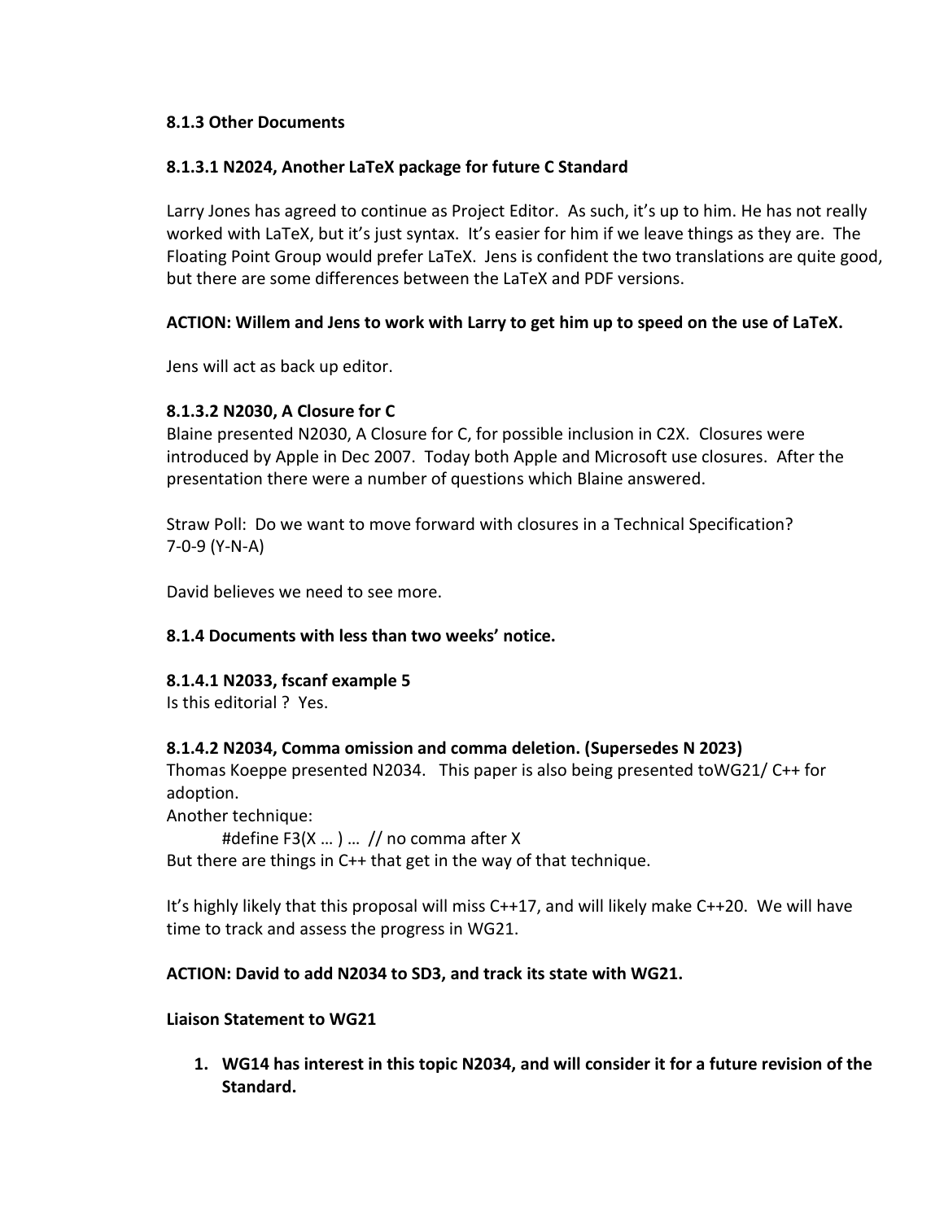### 8.1.3 Other Documents

#### 8.1.3.1 N2024, Another LaTeX package for future C Standard

Larry Jones has agreed to continue as Project Editor. As such, it's up to him. He has not really worked with LaTeX, but it's just syntax. It's easier for him if we leave things as they are. The Floating Point Group would prefer LaTeX. Jens is confident the two translations are quite good, but there are some differences between the LaTeX and PDF versions.

**ACTION: Willem and Jens to work with Larry to get him up to speed on the use of LaTeX.**

Jens will act as back up editor.

#### 8.1.3.2 N2030, A Closure for C

Blaine presented N2030, A Closure for C, for possible inclusion in C2X. Closures were introduced by Apple in Dec 2007. Today both Apple and Microsoft use closures. After the presentation there were a number of questions which Blaine answered.

Straw Poll: Do we want to move forward with closures in a Technical Specification?
7-0-9 (Y-N-A)

David believes we need to see more.

### 8.1.4 Documents with less than two weeks' notice.

#### 8.1.4.1 N2033, fscanf example 5

Is this editorial ? Yes.

#### 8.1.4.2 N2034, Comma omission and comma deletion. (Supersedes N 2023)

Thomas Koeppe presented N2034. This paper is also being presented toWG21/ C++ for adoption.
Another technique:

```
#define F3(X … ) … // no comma after X
```

But there are things in C++ that get in the way of that technique.

It's highly likely that this proposal will miss C++17, and will likely make C++20. We will have time to track and assess the progress in WG21.

**ACTION: David to add N2034 to SD3, and track its state with WG21.**

**Liaison Statement to WG21**

1. **WG14 has interest in this topic N2034, and will consider it for a future revision of the Standard.**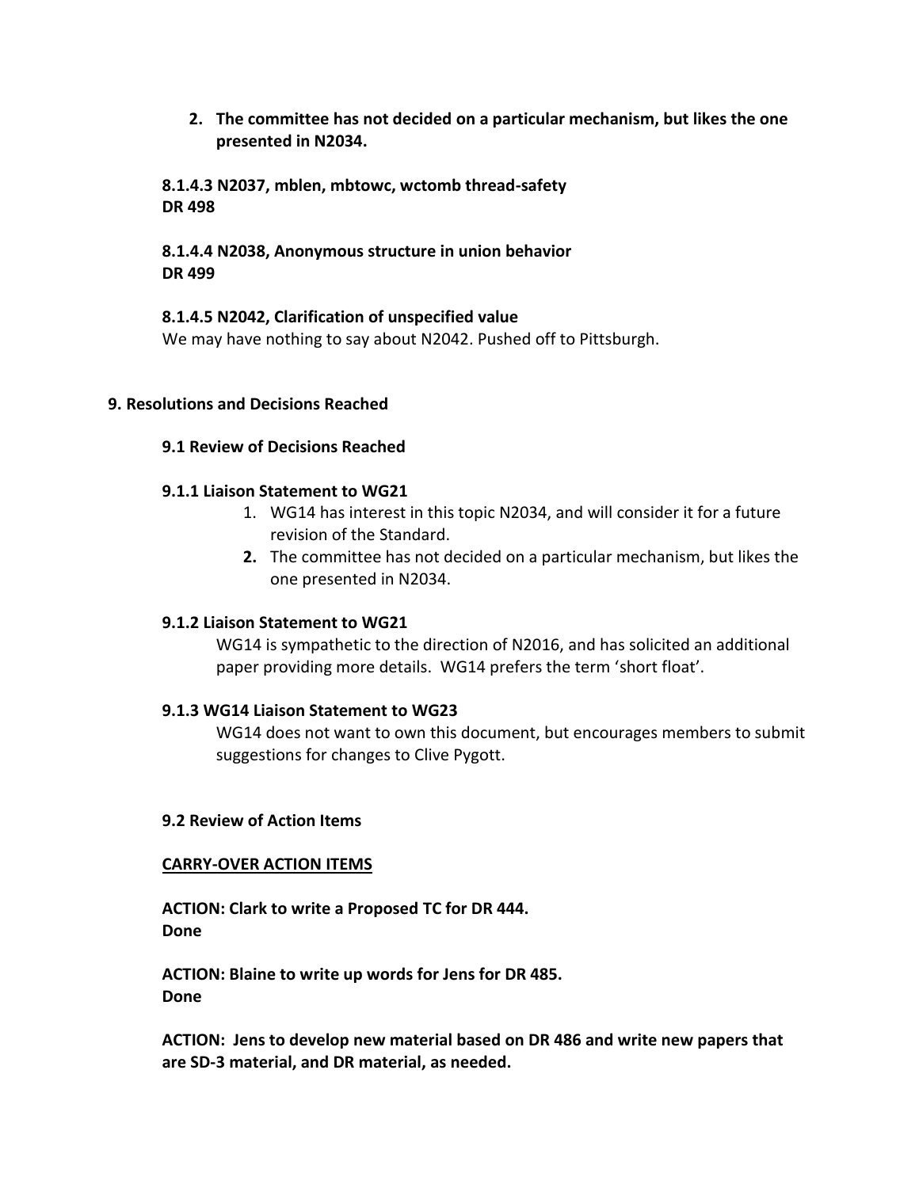2. **The committee has not decided on a particular mechanism, but likes the one presented in N2034.**

**8.1.4.3 N2037, mblen, mbtowc, wctomb thread-safety**
**DR 498**

**8.1.4.4 N2038, Anonymous structure in union behavior**
**DR 499**

**8.1.4.5 N2042, Clarification of unspecified value**
We may have nothing to say about N2042. Pushed off to Pittsburgh.

## 9. Resolutions and Decisions Reached

### 9.1 Review of Decisions Reached

#### 9.1.1 Liaison Statement to WG21

1. WG14 has interest in this topic N2034, and will consider it for a future revision of the Standard.
2. The committee has not decided on a particular mechanism, but likes the one presented in N2034.

#### 9.1.2 Liaison Statement to WG21

WG14 is sympathetic to the direction of N2016, and has solicited an additional paper providing more details. WG14 prefers the term 'short float'.

#### 9.1.3 WG14 Liaison Statement to WG23

WG14 does not want to own this document, but encourages members to submit suggestions for changes to Clive Pygott.

### 9.2 Review of Action Items

**CARRY-OVER ACTION ITEMS**

**ACTION: Clark to write a Proposed TC for DR 444.**
**Done**

**ACTION: Blaine to write up words for Jens for DR 485.**
**Done**

**ACTION: Jens to develop new material based on DR 486 and write new papers that are SD-3 material, and DR material, as needed.**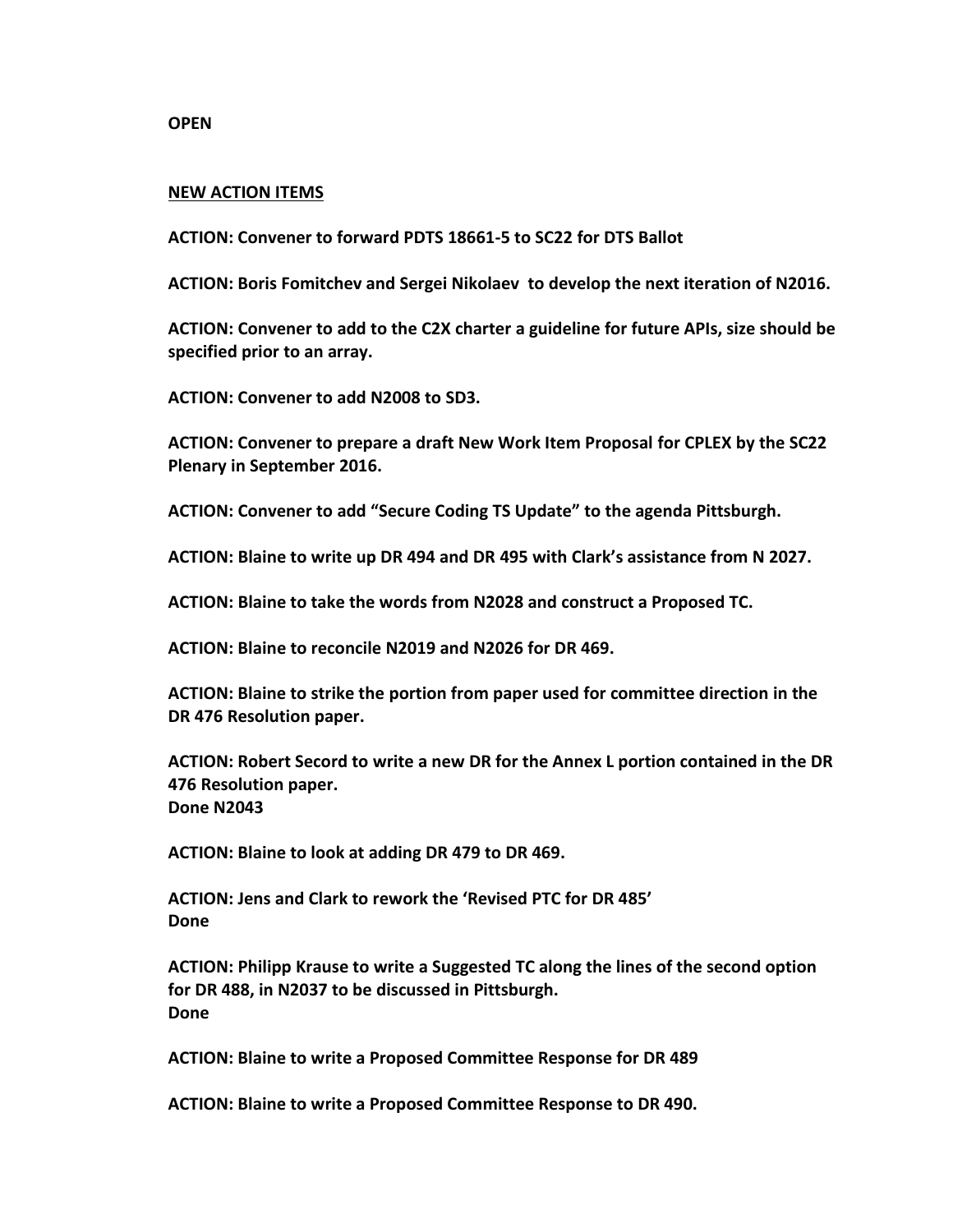**OPEN**

**NEW ACTION ITEMS**

**ACTION: Convener to forward PDTS 18661-5 to SC22 for DTS Ballot**

**ACTION: Boris Fomitchev and Sergei Nikolaev to develop the next iteration of N2016.**

**ACTION: Convener to add to the C2X charter a guideline for future APIs, size should be specified prior to an array.**

**ACTION: Convener to add N2008 to SD3.**

**ACTION: Convener to prepare a draft New Work Item Proposal for CPLEX by the SC22 Plenary in September 2016.**

**ACTION: Convener to add "Secure Coding TS Update" to the agenda Pittsburgh.**

**ACTION: Blaine to write up DR 494 and DR 495 with Clark's assistance from N 2027.**

**ACTION: Blaine to take the words from N2028 and construct a Proposed TC.**

**ACTION: Blaine to reconcile N2019 and N2026 for DR 469.**

**ACTION: Blaine to strike the portion from paper used for committee direction in the DR 476 Resolution paper.**

**ACTION: Robert Secord to write a new DR for the Annex L portion contained in the DR 476 Resolution paper.**
**Done N2043**

**ACTION: Blaine to look at adding DR 479 to DR 469.**

**ACTION: Jens and Clark to rework the 'Revised PTC for DR 485'**
**Done**

**ACTION: Philipp Krause to write a Suggested TC along the lines of the second option for DR 488, in N2037 to be discussed in Pittsburgh.**
**Done**

**ACTION: Blaine to write a Proposed Committee Response for DR 489**

**ACTION: Blaine to write a Proposed Committee Response to DR 490.**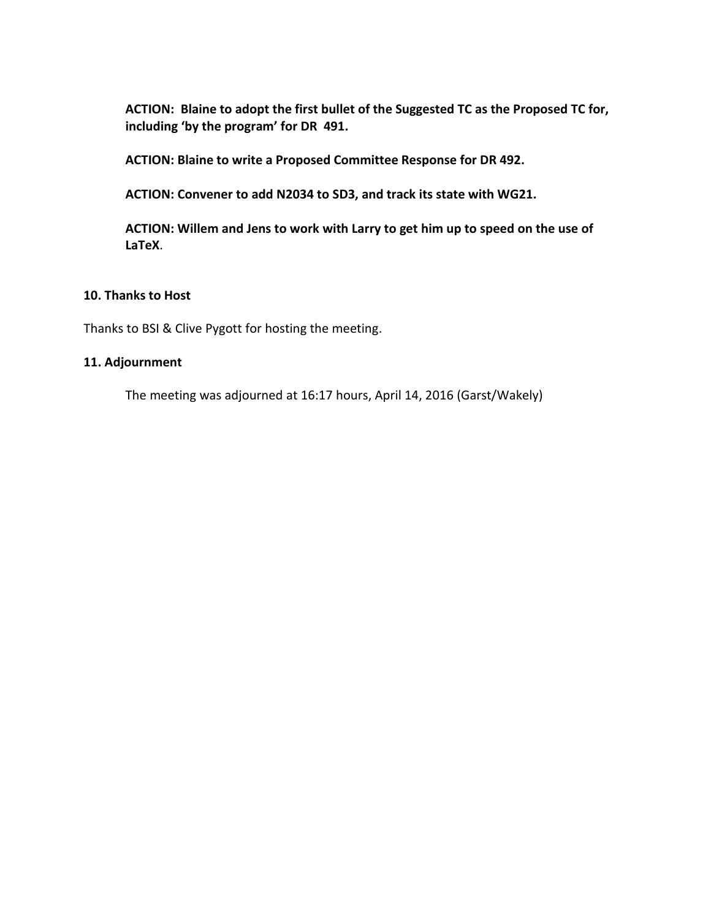**ACTION: Blaine to adopt the first bullet of the Suggested TC as the Proposed TC for, including 'by the program' for DR 491.**

**ACTION: Blaine to write a Proposed Committee Response for DR 492.**

**ACTION: Convener to add N2034 to SD3, and track its state with WG21.**

**ACTION: Willem and Jens to work with Larry to get him up to speed on the use of LaTeX**.

### 10. Thanks to Host

Thanks to BSI & Clive Pygott for hosting the meeting.

### 11. Adjournment

The meeting was adjourned at 16:17 hours, April 14, 2016 (Garst/Wakely)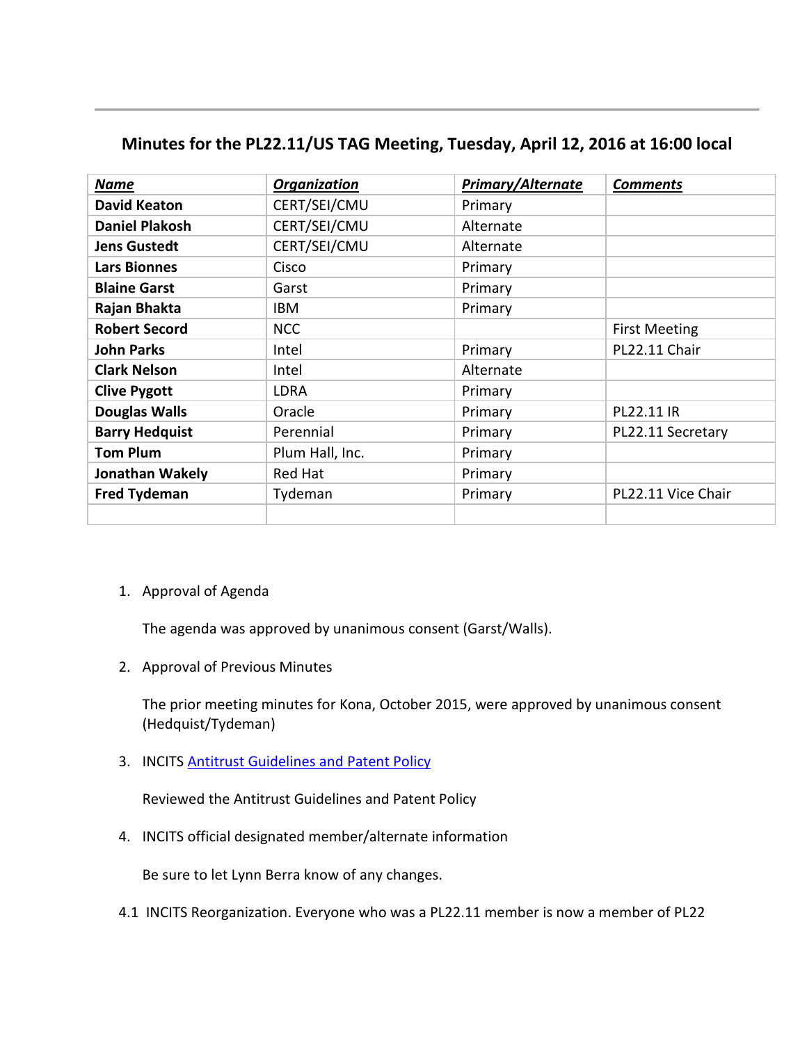## Minutes for the PL22.11/US TAG Meeting, Tuesday, April 12, 2016 at 16:00 local

| ***Name*** | ***Organization*** | ***Primary/Alternate*** | ***Comments*** |
|---|---|---|---|
| **David Keaton** | CERT/SEI/CMU | Primary | |
| **Daniel Plakosh** | CERT/SEI/CMU | Alternate | |
| **Jens Gustedt** | CERT/SEI/CMU | Alternate | |
| **Lars Bionnes** | Cisco | Primary | |
| **Blaine Garst** | Garst | Primary | |
| **Rajan Bhakta** | IBM | Primary | |
| **Robert Secord** | NCC | | First Meeting |
| **John Parks** | Intel | Primary | PL22.11 Chair |
| **Clark Nelson** | Intel | Alternate | |
| **Clive Pygott** | LDRA | Primary | |
| **Douglas Walls** | Oracle | Primary | PL22.11 IR |
| **Barry Hedquist** | Perennial | Primary | PL22.11 Secretary |
| **Tom Plum** | Plum Hall, Inc. | Primary | |
| **Jonathan Wakely** | Red Hat | Primary | |
| **Fred Tydeman** | Tydeman | Primary | PL22.11 Vice Chair |
| | | | |

1. Approval of Agenda

   The agenda was approved by unanimous consent (Garst/Walls).

2. Approval of Previous Minutes

   The prior meeting minutes for Kona, October 2015, were approved by unanimous consent (Hedquist/Tydeman)

3. INCITS Antitrust Guidelines and Patent Policy

   Reviewed the Antitrust Guidelines and Patent Policy

4. INCITS official designated member/alternate information

   Be sure to let Lynn Berra know of any changes.

4.1 INCITS Reorganization. Everyone who was a PL22.11 member is now a member of PL22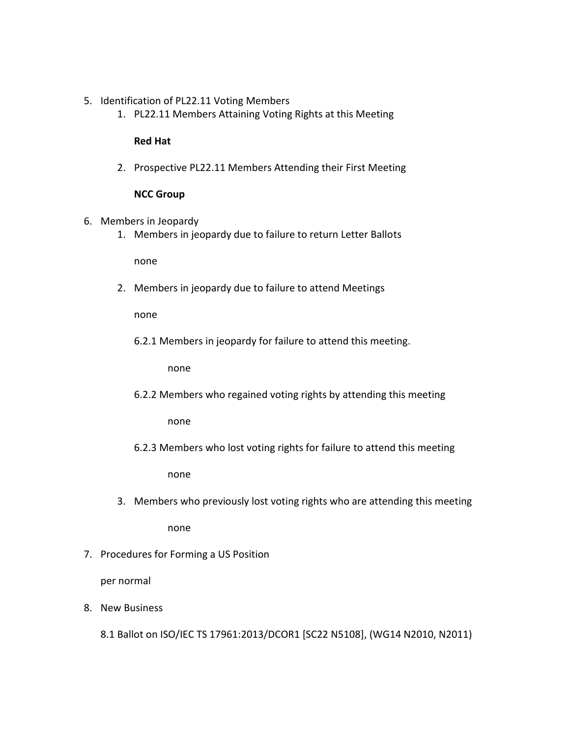5. Identification of PL22.11 Voting Members
    1. PL22.11 Members Attaining Voting Rights at this Meeting

        **Red Hat**

    2. Prospective PL22.11 Members Attending their First Meeting

        **NCC Group**

6. Members in Jeopardy
    1. Members in jeopardy due to failure to return Letter Ballots

        none

    2. Members in jeopardy due to failure to attend Meetings

        none

        6.2.1 Members in jeopardy for failure to attend this meeting.

            none

        6.2.2 Members who regained voting rights by attending this meeting

            none

        6.2.3 Members who lost voting rights for failure to attend this meeting

            none

    3. Members who previously lost voting rights who are attending this meeting

            none

7. Procedures for Forming a US Position

    per normal

8. New Business

    8.1 Ballot on ISO/IEC TS 17961:2013/DCOR1 [SC22 N5108], (WG14 N2010, N2011)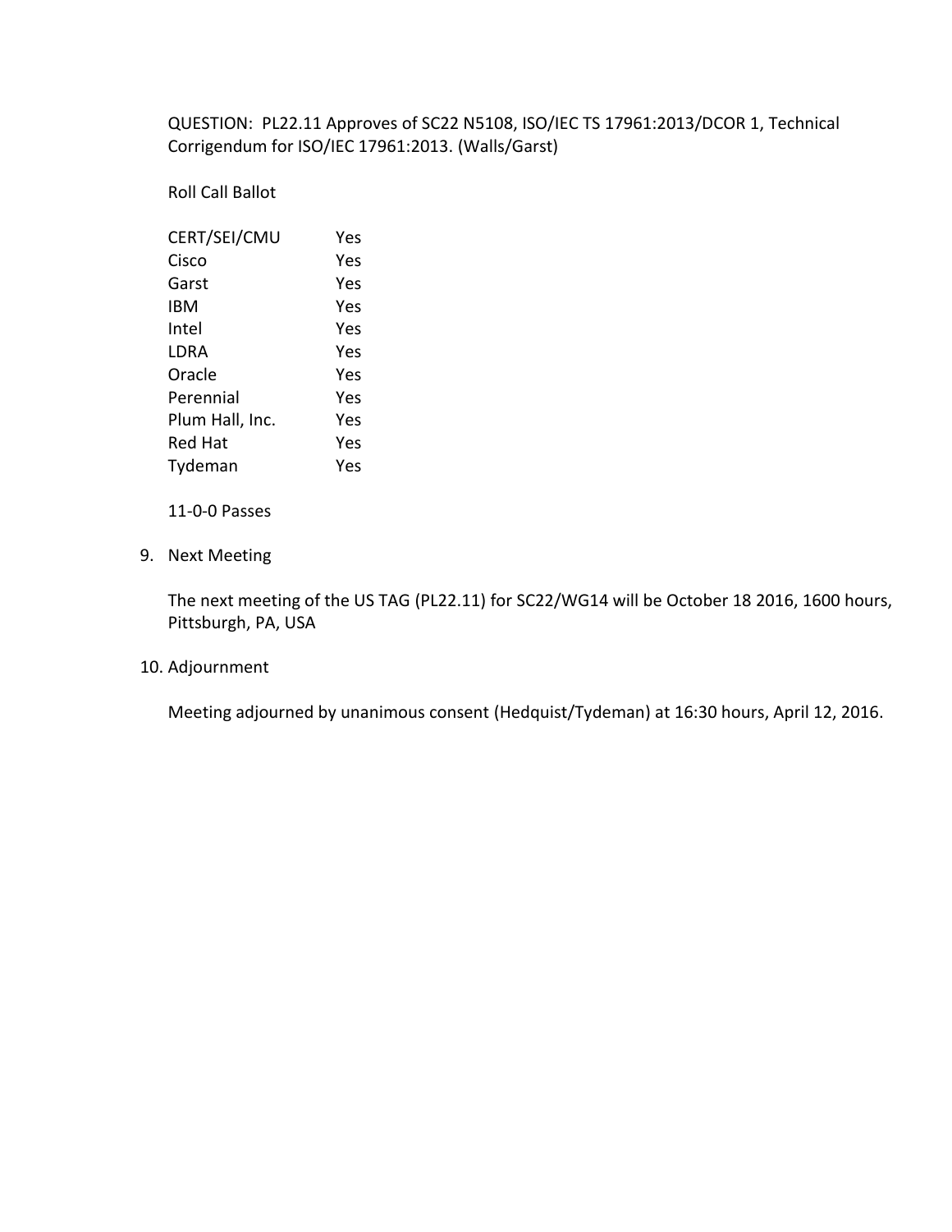QUESTION: PL22.11 Approves of SC22 N5108, ISO/IEC TS 17961:2013/DCOR 1, Technical Corrigendum for ISO/IEC 17961:2013. (Walls/Garst)

Roll Call Ballot

| | |
|---|---|
| CERT/SEI/CMU | Yes |
| Cisco | Yes |
| Garst | Yes |
| IBM | Yes |
| Intel | Yes |
| LDRA | Yes |
| Oracle | Yes |
| Perennial | Yes |
| Plum Hall, Inc. | Yes |
| Red Hat | Yes |
| Tydeman | Yes |

11-0-0 Passes

9. Next Meeting

The next meeting of the US TAG (PL22.11) for SC22/WG14 will be October 18 2016, 1600 hours, Pittsburgh, PA, USA

10. Adjournment

Meeting adjourned by unanimous consent (Hedquist/Tydeman) at 16:30 hours, April 12, 2016.